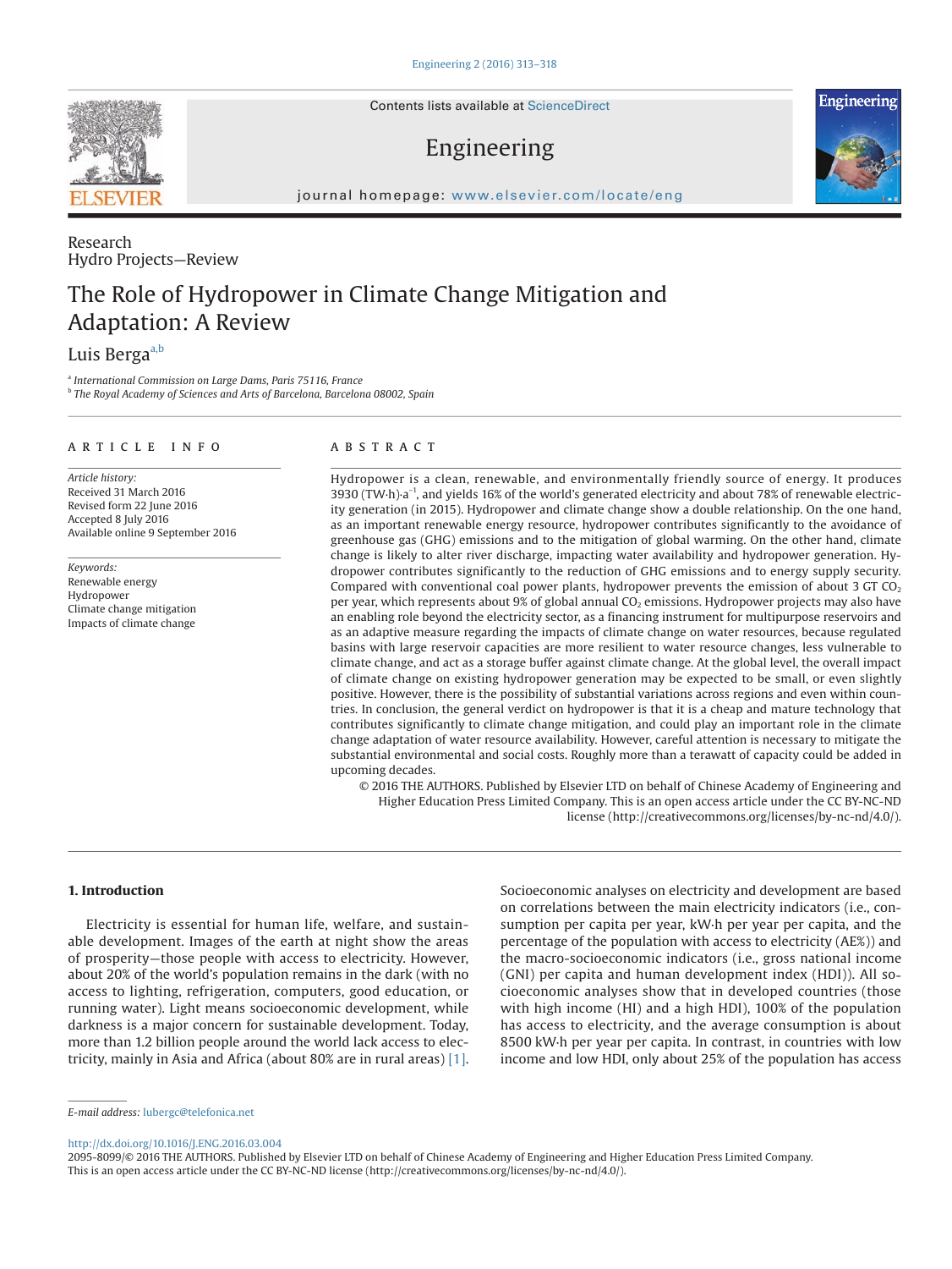Research
Hydro Projects—Review

# The Role of Hydropower in Climate Change Mitigation and Adaptation: A Review

Luis Berga[a,b]

[a] International Commission on Large Dams, Paris 75116, France
[b] The Royal Academy of Sciences and Arts of Barcelona, Barcelona 08002, Spain

## ARTICLE INFO

*Article history:*
Received 31 March 2016
Revised form 22 June 2016
Accepted 8 July 2016
Available online 9 September 2016

*Keywords:*
Renewable energy
Hydropower
Climate change mitigation
Impacts of climate change

## ABSTRACT

Hydropower is a clean, renewable, and environmentally friendly source of energy. It produces 3930 $(TW \cdot h) \cdot a^{-1}$, and yields 16% of the world's generated electricity and about 78% of renewable electricity generation (in 2015). Hydropower and climate change show a double relationship. On the one hand, as an important renewable energy resource, hydropower contributes significantly to the avoidance of greenhouse gas (GHG) emissions and to the mitigation of global warming. On the other hand, climate change is likely to alter river discharge, impacting water availability and hydropower generation. Hydropower contributes significantly to the reduction of GHG emissions and to energy supply security. Compared with conventional coal power plants, hydropower prevents the emission of about 3 GT $CO_2$ per year, which represents about 9% of global annual $CO_2$ emissions. Hydropower projects may also have an enabling role beyond the electricity sector, as a financing instrument for multipurpose reservoirs and as an adaptive measure regarding the impacts of climate change on water resources, because regulated basins with large reservoir capacities are more resilient to water resource changes, less vulnerable to climate change, and act as a storage buffer against climate change. At the global level, the overall impact of climate change on existing hydropower generation may be expected to be small, or even slightly positive. However, there is the possibility of substantial variations across regions and even within countries. In conclusion, the general verdict on hydropower is that it is a cheap and mature technology that contributes significantly to climate change mitigation, and could play an important role in the climate change adaptation of water resource availability. However, careful attention is necessary to mitigate the substantial environmental and social costs. Roughly more than a terawatt of capacity could be added in upcoming decades.

© 2016 THE AUTHORS. Published by Elsevier LTD on behalf of Chinese Academy of Engineering and Higher Education Press Limited Company. This is an open access article under the CC BY-NC-ND license (http://creativecommons.org/licenses/by-nc-nd/4.0/).

## 1. Introduction

Electricity is essential for human life, welfare, and sustainable development. Images of the earth at night show the areas of prosperity—those people with access to electricity. However, about 20% of the world's population remains in the dark (with no access to lighting, refrigeration, computers, good education, or running water). Light means socioeconomic development, while darkness is a major concern for sustainable development. Today, more than 1.2 billion people around the world lack access to electricity, mainly in Asia and Africa (about 80% are in rural areas) [1]. Socioeconomic analyses on electricity and development are based on correlations between the main electricity indicators (i.e., consumption per capita per year, kW·h per year per capita, and the percentage of the population with access to electricity (AE%)) and the macro-socioeconomic indicators (i.e., gross national income (GNI) per capita and human development index (HDI)). All socioeconomic analyses show that in developed countries (those with high income (HI) and a high HDI), 100% of the population has access to electricity, and the average consumption is about 8500 kW·h per year per capita. In contrast, in countries with low income and low HDI, only about 25% of the population has access

E-mail address: lubergc@telefonica.net

http://dx.doi.org/10.1016/J.ENG.2016.03.004
2095-8099/© 2016 THE AUTHORS. Published by Elsevier LTD on behalf of Chinese Academy of Engineering and Higher Education Press Limited Company.
This is an open access article under the CC BY-NC-ND license (http://creativecommons.org/licenses/by-nc-nd/4.0/).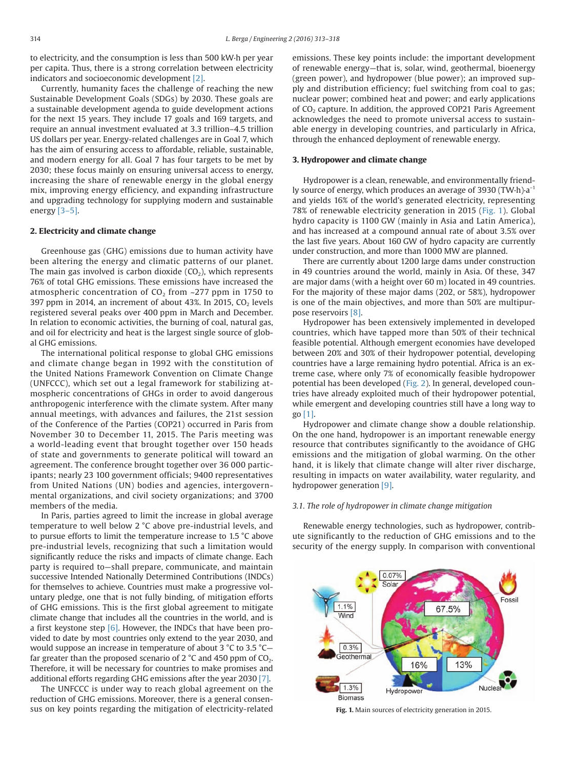to electricity, and the consumption is less than 500 kW·h per year per capita. Thus, there is a strong correlation between electricity indicators and socioeconomic development [2].

Currently, humanity faces the challenge of reaching the new Sustainable Development Goals (SDGs) by 2030. These goals are a sustainable development agenda to guide development actions for the next 15 years. They include 17 goals and 169 targets, and require an annual investment evaluated at 3.3 trillion–4.5 trillion US dollars per year. Energy-related challenges are in Goal 7, which has the aim of ensuring access to affordable, reliable, sustainable, and modern energy for all. Goal 7 has four targets to be met by 2030; these focus mainly on ensuring universal access to energy, increasing the share of renewable energy in the global energy mix, improving energy efficiency, and expanding infrastructure and upgrading technology for supplying modern and sustainable energy [3–5].

## 2. Electricity and climate change

Greenhouse gas (GHG) emissions due to human activity have been altering the energy and climatic patterns of our planet. The main gas involved is carbon dioxide ($CO_2$), which represents 76% of total GHG emissions. These emissions have increased the atmospheric concentration of $CO_2$ from ~277 ppm in 1750 to 397 ppm in 2014, an increment of about 43%. In 2015, $CO_2$ levels registered several peaks over 400 ppm in March and December. In relation to economic activities, the burning of coal, natural gas, and oil for electricity and heat is the largest single source of global GHG emissions.

The international political response to global GHG emissions and climate change began in 1992 with the constitution of the United Nations Framework Convention on Climate Change (UNFCCC), which set out a legal framework for stabilizing atmospheric concentrations of GHGs in order to avoid dangerous anthropogenic interference with the climate system. After many annual meetings, with advances and failures, the 21st session of the Conference of the Parties (COP21) occurred in Paris from November 30 to December 11, 2015. The Paris meeting was a world-leading event that brought together over 150 heads of state and governments to generate political will toward an agreement. The conference brought together over 36 000 participants; nearly 23 100 government officials; 9400 representatives from United Nations (UN) bodies and agencies, intergovernmental organizations, and civil society organizations; and 3700 members of the media.

In Paris, parties agreed to limit the increase in global average temperature to well below 2 °C above pre-industrial levels, and to pursue efforts to limit the temperature increase to 1.5 °C above pre-industrial levels, recognizing that such a limitation would significantly reduce the risks and impacts of climate change. Each party is required to—shall prepare, communicate, and maintain successive Intended Nationally Determined Contributions (INDCs) for themselves to achieve. Countries must make a progressive voluntary pledge, one that is not fully binding, of mitigation efforts of GHG emissions. This is the first global agreement to mitigate climate change that includes all the countries in the world, and is a first keystone step [6]. However, the INDCs that have been provided to date by most countries only extend to the year 2030, and would suppose an increase in temperature of about 3 °C to 3.5 °C—far greater than the proposed scenario of 2 °C and 450 ppm of $CO_2$. Therefore, it will be necessary for countries to make promises and additional efforts regarding GHG emissions after the year 2030 [7].

The UNFCCC is under way to reach global agreement on the reduction of GHG emissions. Moreover, there is a general consensus on key points regarding the mitigation of electricity-related emissions. These key points include: the important development of renewable energy—that is, solar, wind, geothermal, bioenergy (green power), and hydropower (blue power); an improved supply and distribution efficiency; fuel switching from coal to gas; nuclear power; combined heat and power; and early applications of $CO_2$ capture. In addition, the approved COP21 Paris Agreement acknowledges the need to promote universal access to sustainable energy in developing countries, and particularly in Africa, through the enhanced deployment of renewable energy.

## 3. Hydropower and climate change

Hydropower is a clean, renewable, and environmentally friendly source of energy, which produces an average of 3930 $(TW\cdot h)\cdot a^{-1}$ and yields 16% of the world's generated electricity, representing 78% of renewable electricity generation in 2015 (Fig. 1). Global hydro capacity is 1100 GW (mainly in Asia and Latin America), and has increased at a compound annual rate of about 3.5% over the last five years. About 160 GW of hydro capacity are currently under construction, and more than 1000 MW are planned.

There are currently about 1200 large dams under construction in 49 countries around the world, mainly in Asia. Of these, 347 are major dams (with a height over 60 m) located in 49 countries. For the majority of these major dams (202, or 58%), hydropower is one of the main objectives, and more than 50% are multipurpose reservoirs [8].

Hydropower has been extensively implemented in developed countries, which have tapped more than 50% of their technical feasible potential. Although emergent economies have developed between 20% and 30% of their hydropower potential, developing countries have a large remaining hydro potential. Africa is an extreme case, where only 7% of economically feasible hydropower potential has been developed (Fig. 2). In general, developed countries have already exploited much of their hydropower potential, while emergent and developing countries still have a long way to go [1].

Hydropower and climate change show a double relationship. On the one hand, hydropower is an important renewable energy resource that contributes significantly to the avoidance of GHG emissions and the mitigation of global warming. On the other hand, it is likely that climate change will alter river discharge, resulting in impacts on water availability, water regularity, and hydropower generation [9].

### *3.1. The role of hydropower in climate change mitigation*

Renewable energy technologies, such as hydropower, contribute significantly to the reduction of GHG emissions and to the security of the energy supply. In comparison with conventional

**Fig. 1.** Main sources of electricity generation in 2015.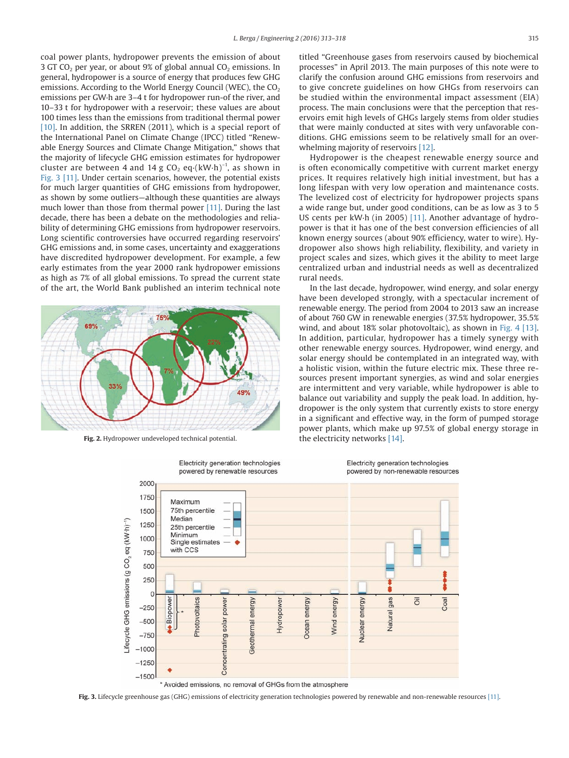coal power plants, hydropower prevents the emission of about 3 GT $CO_2$ per year, or about 9% of global annual $CO_2$ emissions. In general, hydropower is a source of energy that produces few GHG emissions. According to the World Energy Council (WEC), the $CO_2$ emissions per GW·h are 3–4 t for hydropower run-of the river, and 10–33 t for hydropower with a reservoir; these values are about 100 times less than the emissions from traditional thermal power [10]. In addition, the SRREN (2011), which is a special report of the International Panel on Climate Change (IPCC) titled "Renewable Energy Sources and Climate Change Mitigation," shows that the majority of lifecycle GHG emission estimates for hydropower cluster are between 4 and 14 g $CO_2$ eq·$(kW·h)^{-1}$, as shown in Fig. 3 [11]. Under certain scenarios, however, the potential exists for much larger quantities of GHG emissions from hydropower, as shown by some outliers—although these quantities are always much lower than those from thermal power [11]. During the last decade, there has been a debate on the methodologies and reliability of determining GHG emissions from hydropower reservoirs. Long scientific controversies have occurred regarding reservoirs' GHG emissions and, in some cases, uncertainty and exaggerations have discredited hydropower development. For example, a few early estimates from the year 2000 rank hydropower emissions as high as 7% of all global emissions. To spread the current state of the art, the World Bank published an interim technical note titled "Greenhouse gases from reservoirs caused by biochemical processes" in April 2013. The main purposes of this note were to clarify the confusion around GHG emissions from reservoirs and to give concrete guidelines on how GHGs from reservoirs can be studied within the environmental impact assessment (EIA) process. The main conclusions were that the perception that reservoirs emit high levels of GHGs largely stems from older studies that were mainly conducted at sites with very unfavorable conditions. GHG emissions seem to be relatively small for an overwhelming majority of reservoirs [12].

**Fig. 2.** Hydropower undeveloped technical potential.

Hydropower is the cheapest renewable energy source and is often economically competitive with current market energy prices. It requires relatively high initial investment, but has a long lifespan with very low operation and maintenance costs. The levelized cost of electricity for hydropower projects spans a wide range but, under good conditions, can be as low as 3 to 5 US cents per kW·h (in 2005) [11]. Another advantage of hydropower is that it has one of the best conversion efficiencies of all known energy sources (about 90% efficiency, water to wire). Hydropower also shows high reliability, flexibility, and variety in project scales and sizes, which gives it the ability to meet large centralized urban and industrial needs as well as decentralized rural needs.

In the last decade, hydropower, wind energy, and solar energy have been developed strongly, with a spectacular increment of renewable energy. The period from 2004 to 2013 saw an increase of about 760 GW in renewable energies (37.5% hydropower, 35.5% wind, and about 18% solar photovoltaic), as shown in Fig. 4 [13]. In addition, particular, hydropower has a timely synergy with other renewable energy sources. Hydropower, wind energy, and solar energy should be contemplated in an integrated way, with a holistic vision, within the future electric mix. These three resources present important synergies, as wind and solar energies are intermittent and very variable, while hydropower is able to balance out variability and supply the peak load. In addition, hydropower is the only system that currently exists to store energy in a significant and effective way, in the form of pumped storage power plants, which make up 97.5% of global energy storage in the electricity networks [14].

**Fig. 3.** Lifecycle greenhouse gas (GHG) emissions of electricity generation technologies powered by renewable and non-renewable resources [11].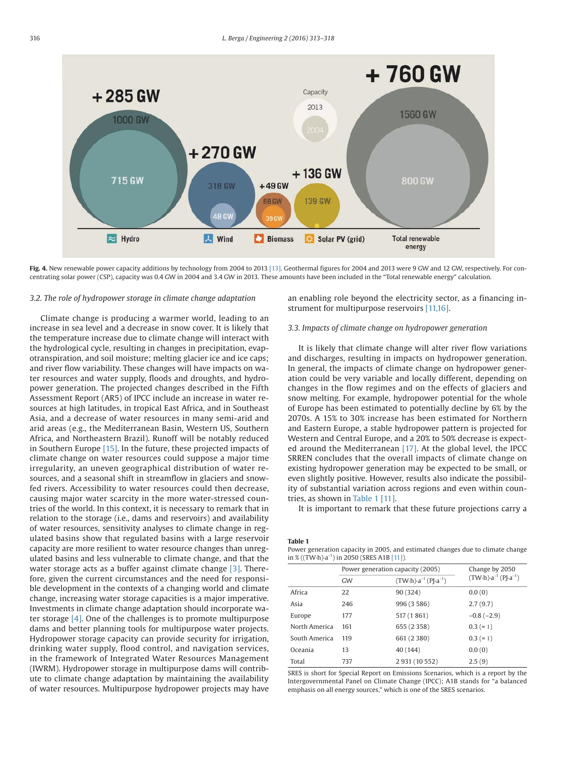**Fig. 4.** New renewable power capacity additions by technology from 2004 to 2013 [13]. Geothermal figures for 2004 and 2013 were 9 GW and 12 GW, respectively. For concentrating solar power (CSP), capacity was 0.4 GW in 2004 and 3.4 GW in 2013. These amounts have been included in the "Total renewable energy" calculation.

### *3.2. The role of hydropower storage in climate change adaptation*

Climate change is producing a warmer world, leading to an increase in sea level and a decrease in snow cover. It is likely that the temperature increase due to climate change will interact with the hydrological cycle, resulting in changes in precipitation, evapotranspiration, and soil moisture; melting glacier ice and ice caps; and river flow variability. These changes will have impacts on water resources and water supply, floods and droughts, and hydropower generation. The projected changes described in the Fifth Assessment Report (AR5) of IPCC include an increase in water resources at high latitudes, in tropical East Africa, and in Southeast Asia, and a decrease of water resources in many semi-arid and arid areas (e.g., the Mediterranean Basin, Western US, Southern Africa, and Northeastern Brazil). Runoff will be notably reduced in Southern Europe [15]. In the future, these projected impacts of climate change on water resources could suppose a major time irregularity, an uneven geographical distribution of water resources, and a seasonal shift in streamflow in glaciers and snow-fed rivers. Accessibility to water resources could then decrease, causing major water scarcity in the more water-stressed countries of the world. In this context, it is necessary to remark that in relation to the storage (i.e., dams and reservoirs) and availability of water resources, sensitivity analyses to climate change in regulated basins show that regulated basins with a large reservoir capacity are more resilient to water resource changes than unregulated basins and less vulnerable to climate change, and that the water storage acts as a buffer against climate change [3]. Therefore, given the current circumstances and the need for responsible development in the contexts of a changing world and climate change, increasing water storage capacities is a major imperative. Investments in climate change adaptation should incorporate water storage [4]. One of the challenges is to promote multipurpose dams and better planning tools for multipurpose water projects. Hydropower storage capacity can provide security for irrigation, drinking water supply, flood control, and navigation services, in the framework of Integrated Water Resources Management (IWRM). Hydropower storage in multipurpose dams will contribute to climate change adaptation by maintaining the availability of water resources. Multipurpose hydropower projects may have an enabling role beyond the electricity sector, as a financing instrument for multipurpose reservoirs [11,16].

### *3.3. Impacts of climate change on hydropower generation*

It is likely that climate change will alter river flow variations and discharges, resulting in impacts on hydropower generation. In general, the impacts of climate change on hydropower generation could be very variable and locally different, depending on changes in the flow regimes and on the effects of glaciers and snow melting. For example, hydropower potential for the whole of Europe has been estimated to potentially decline by 6% by the 2070s. A 15% to 30% increase has been estimated for Northern and Eastern Europe, a stable hydropower pattern is projected for Western and Central Europe, and a 20% to 50% decrease is expected around the Mediterranean [17]. At the global level, the IPCC SRREN concludes that the overall impacts of climate change on existing hydropower generation may be expected to be small, or even slightly positive. However, results also indicate the possibility of substantial variation across regions and even within countries, as shown in Table 1 [11].

It is important to remark that these future projections carry a

**Table 1**
Power generation capacity in 2005, and estimated changes due to climate change in % ((TW·h)·a$^{-1}$) in 2050 (SRES A1B [11]).

| | Power generation capacity (2005) | | Change by 2050 |
|---|---|---|---|
| | GW | (TW·h)·a$^{-1}$ (PJ·a$^{-1}$) | (TW·h)·a$^{-1}$ (PJ·a$^{-1}$) |
| Africa | 22 | 90 (324) | 0.0 (0) |
| Asia | 246 | 996 (3 586) | 2.7 (9.7) |
| Europe | 177 | 517 (1 861) | −0.8 (−2.9) |
| North America | 161 | 655 (2 358) | 0.3 (≈ 1) |
| South America | 119 | 661 (2 380) | 0.3 (≈ 1) |
| Oceania | 13 | 40 (144) | 0.0 (0) |
| Total | 737 | 2 931 (10 552) | 2.5 (9) |

SRES is short for Special Report on Emissions Scenarios, which is a report by the Intergovernmental Panel on Climate Change (IPCC); A1B stands for "a balanced emphasis on all energy sources," which is one of the SRES scenarios.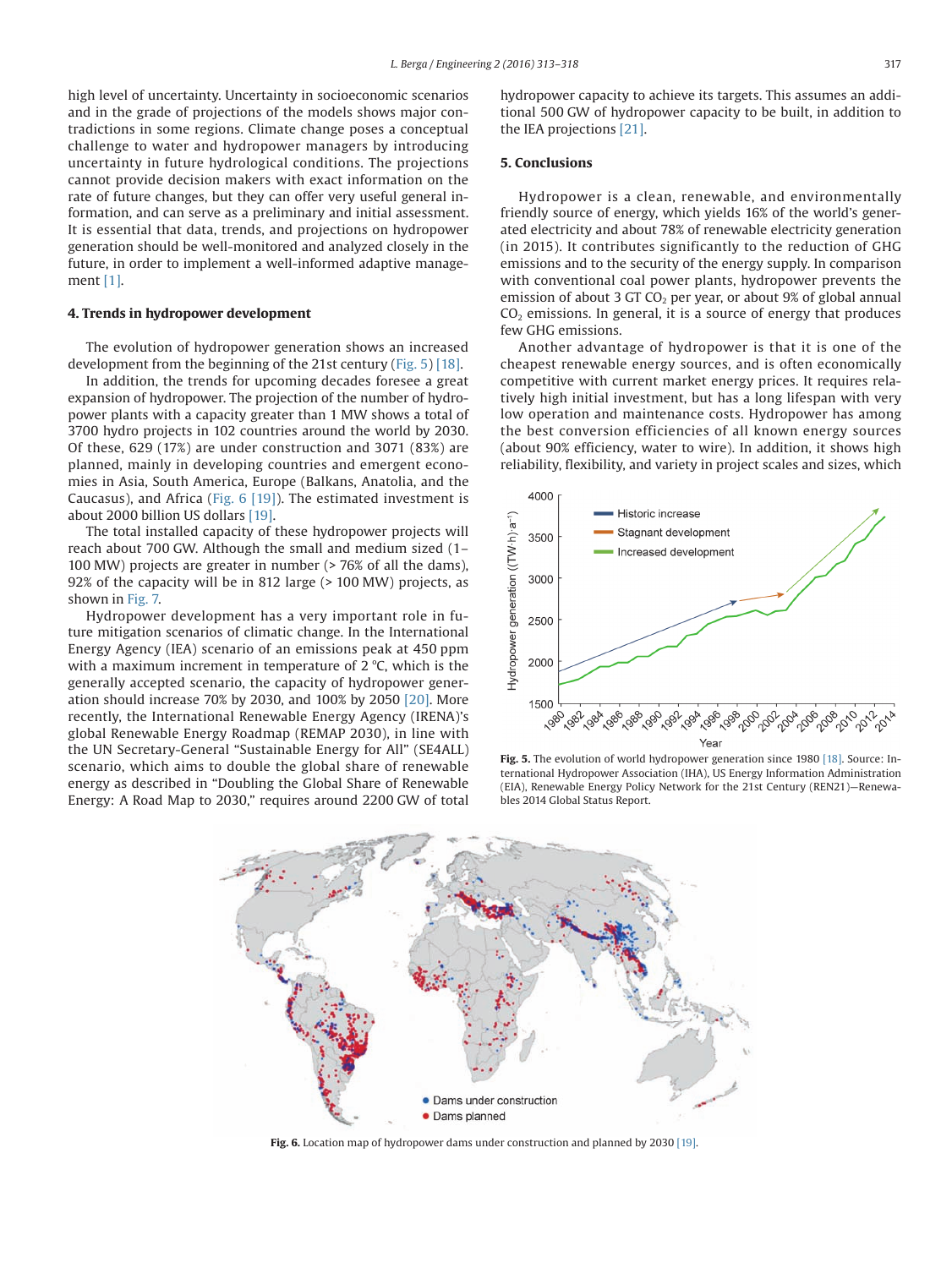high level of uncertainty. Uncertainty in socioeconomic scenarios and in the grade of projections of the models shows major contradictions in some regions. Climate change poses a conceptual challenge to water and hydropower managers by introducing uncertainty in future hydrological conditions. The projections cannot provide decision makers with exact information on the rate of future changes, but they can offer very useful general information, and can serve as a preliminary and initial assessment. It is essential that data, trends, and projections on hydropower generation should be well-monitored and analyzed closely in the future, in order to implement a well-informed adaptive management [1].

## 4. Trends in hydropower development

The evolution of hydropower generation shows an increased development from the beginning of the 21st century (Fig. 5) [18].

In addition, the trends for upcoming decades foresee a great expansion of hydropower. The projection of the number of hydropower plants with a capacity greater than 1 MW shows a total of 3700 hydro projects in 102 countries around the world by 2030. Of these, 629 (17%) are under construction and 3071 (83%) are planned, mainly in developing countries and emergent economies in Asia, South America, Europe (Balkans, Anatolia, and the Caucasus), and Africa (Fig. 6 [19]). The estimated investment is about 2000 billion US dollars [19].

The total installed capacity of these hydropower projects will reach about 700 GW. Although the small and medium sized (1–100 MW) projects are greater in number (> 76% of all the dams), 92% of the capacity will be in 812 large (> 100 MW) projects, as shown in Fig. 7.

Hydropower development has a very important role in future mitigation scenarios of climatic change. In the International Energy Agency (IEA) scenario of an emissions peak at 450 ppm with a maximum increment in temperature of 2 °C, which is the generally accepted scenario, the capacity of hydropower generation should increase 70% by 2030, and 100% by 2050 [20]. More recently, the International Renewable Energy Agency (IRENA)'s global Renewable Energy Roadmap (REMAP 2030), in line with the UN Secretary-General "Sustainable Energy for All" (SE4ALL) scenario, which aims to double the global share of renewable energy as described in "Doubling the Global Share of Renewable Energy: A Road Map to 2030," requires around 2200 GW of total hydropower capacity to achieve its targets. This assumes an additional 500 GW of hydropower capacity to be built, in addition to the IEA projections [21].

## 5. Conclusions

Hydropower is a clean, renewable, and environmentally friendly source of energy, which yields 16% of the world's generated electricity and about 78% of renewable electricity generation (in 2015). It contributes significantly to the reduction of GHG emissions and to the security of the energy supply. In comparison with conventional coal power plants, hydropower prevents the emission of about 3 GT $CO_2$ per year, or about 9% of global annual $CO_2$ emissions. In general, it is a source of energy that produces few GHG emissions.

Another advantage of hydropower is that it is one of the cheapest renewable energy sources, and is often economically competitive with current market energy prices. It requires relatively high initial investment, but has a long lifespan with very low operation and maintenance costs. Hydropower has among the best conversion efficiencies of all known energy sources (about 90% efficiency, water to wire). In addition, it shows high reliability, flexibility, and variety in project scales and sizes, which

**Fig. 5.** The evolution of world hydropower generation since 1980 [18]. Source: International Hydropower Association (IHA), US Energy Information Administration (EIA), Renewable Energy Policy Network for the 21st Century (REN21)—Renewables 2014 Global Status Report.

**Fig. 6.** Location map of hydropower dams under construction and planned by 2030 [19].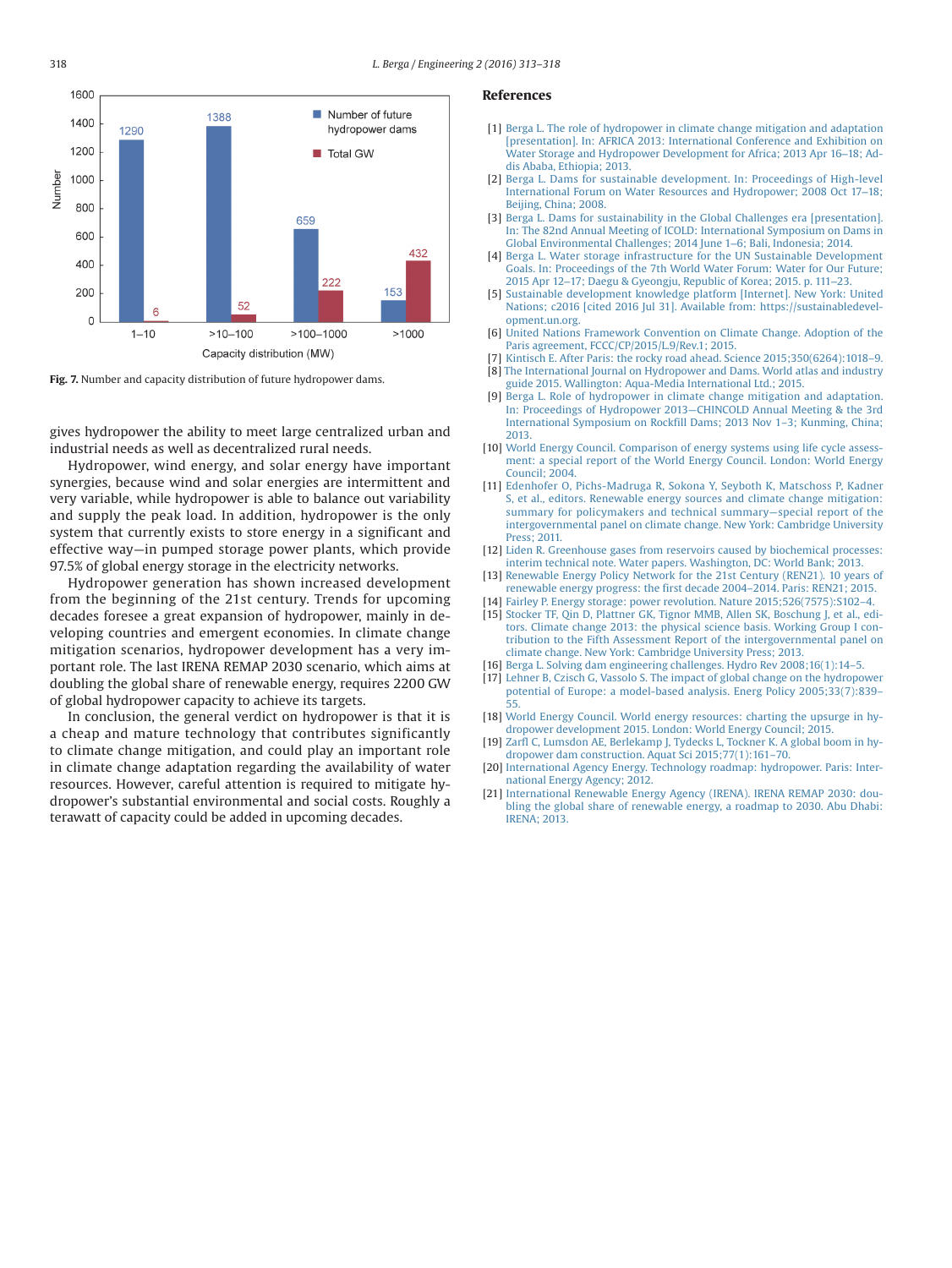1600
1400
1200
1000
800
600
400
200
0

Number

1290
6
1388
52
659
222
153
432

Number of future hydropower dams

Total GW

1–10
>10–100
>100–1000
>1000

Capacity distribution (MW)

**Fig. 7.** Number and capacity distribution of future hydropower dams.

gives hydropower the ability to meet large centralized urban and industrial needs as well as decentralized rural needs.

Hydropower, wind energy, and solar energy have important synergies, because wind and solar energies are intermittent and very variable, while hydropower is able to balance out variability and supply the peak load. In addition, hydropower is the only system that currently exists to store energy in a significant and effective way—in pumped storage power plants, which provide 97.5% of global energy storage in the electricity networks.

Hydropower generation has shown increased development from the beginning of the 21st century. Trends for upcoming decades foresee a great expansion of hydropower, mainly in developing countries and emergent economies. In climate change mitigation scenarios, hydropower development has a very important role. The last IRENA REMAP 2030 scenario, which aims at doubling the global share of renewable energy, requires 2200 GW of global hydropower capacity to achieve its targets.

In conclusion, the general verdict on hydropower is that it is a cheap and mature technology that contributes significantly to climate change mitigation, and could play an important role in climate change adaptation regarding the availability of water resources. However, careful attention is required to mitigate hydropower's substantial environmental and social costs. Roughly a terawatt of capacity could be added in upcoming decades.

## References

[1] Berga L. The role of hydropower in climate change mitigation and adaptation [presentation]. In: AFRICA 2013: International Conference and Exhibition on Water Storage and Hydropower Development for Africa; 2013 Apr 16–18; Addis Ababa, Ethiopia; 2013.

[2] Berga L. Dams for sustainable development. In: Proceedings of High-level International Forum on Water Resources and Hydropower; 2008 Oct 17–18; Beijing, China; 2008.

[3] Berga L. Dams for sustainability in the Global Challenges era [presentation]. In: The 82nd Annual Meeting of ICOLD: International Symposium on Dams in Global Environmental Challenges; 2014 June 1–6; Bali, Indonesia; 2014.

[4] Berga L. Water storage infrastructure for the UN Sustainable Development Goals. In: Proceedings of the 7th World Water Forum: Water for Our Future; 2015 Apr 12–17; Daegu & Gyeongju, Republic of Korea; 2015. p. 111–23.

[5] Sustainable development knowledge platform [Internet]. New York: United Nations; c2016 [cited 2016 Jul 31]. Available from: https://sustainabledevelopment.un.org.

[6] United Nations Framework Convention on Climate Change. Adoption of the Paris agreement, FCCC/CP/2015/L.9/Rev.1; 2015.

[7] Kintisch E. After Paris: the rocky road ahead. Science 2015;350(6264):1018–9.

[8] The International Journal on Hydropower and Dams. World atlas and industry guide 2015. Wallington: Aqua-Media International Ltd.; 2015.

[9] Berga L. Role of hydropower in climate change mitigation and adaptation. In: Proceedings of Hydropower 2013—CHINCOLD Annual Meeting & the 3rd International Symposium on Rockfill Dams; 2013 Nov 1–3; Kunming, China; 2013.

[10] World Energy Council. Comparison of energy systems using life cycle assessment: a special report of the World Energy Council. London: World Energy Council; 2004.

[11] Edenhofer O, Pichs-Madruga R, Sokona Y, Seyboth K, Matschoss P, Kadner S, et al., editors. Renewable energy sources and climate change mitigation: summary for policymakers and technical summary—special report of the intergovernmental panel on climate change. New York: Cambridge University Press; 2011.

[12] Liden R. Greenhouse gases from reservoirs caused by biochemical processes: interim technical note. Water papers. Washington, DC: World Bank; 2013.

[13] Renewable Energy Policy Network for the 21st Century (REN21). 10 years of renewable energy progress: the first decade 2004–2014. Paris: REN21; 2015.

[14] Fairley P. Energy storage: power revolution. Nature 2015;526(7575):S102–4.

[15] Stocker TF, Qin D, Plattner GK, Tignor MMB, Allen SK, Boschung J, et al., editors. Climate change 2013: the physical science basis. Working Group I contribution to the Fifth Assessment Report of the intergovernmental panel on climate change. New York: Cambridge University Press; 2013.

[16] Berga L. Solving dam engineering challenges. Hydro Rev 2008;16(1):14–5.

[17] Lehner B, Czisch G, Vassolo S. The impact of global change on the hydropower potential of Europe: a model-based analysis. Energ Policy 2005;33(7):839–55.

[18] World Energy Council. World energy resources: charting the upsurge in hydropower development 2015. London: World Energy Council; 2015.

[19] Zarfl C, Lumsdon AE, Berlekamp J, Tydecks L, Tockner K. A global boom in hydropower dam construction. Aquat Sci 2015;77(1):161–70.

[20] International Agency Energy. Technology roadmap: hydropower. Paris: International Energy Agency; 2012.

[21] International Renewable Energy Agency (IRENA). IRENA REMAP 2030: doubling the global share of renewable energy, a roadmap to 2030. Abu Dhabi: IRENA; 2013.